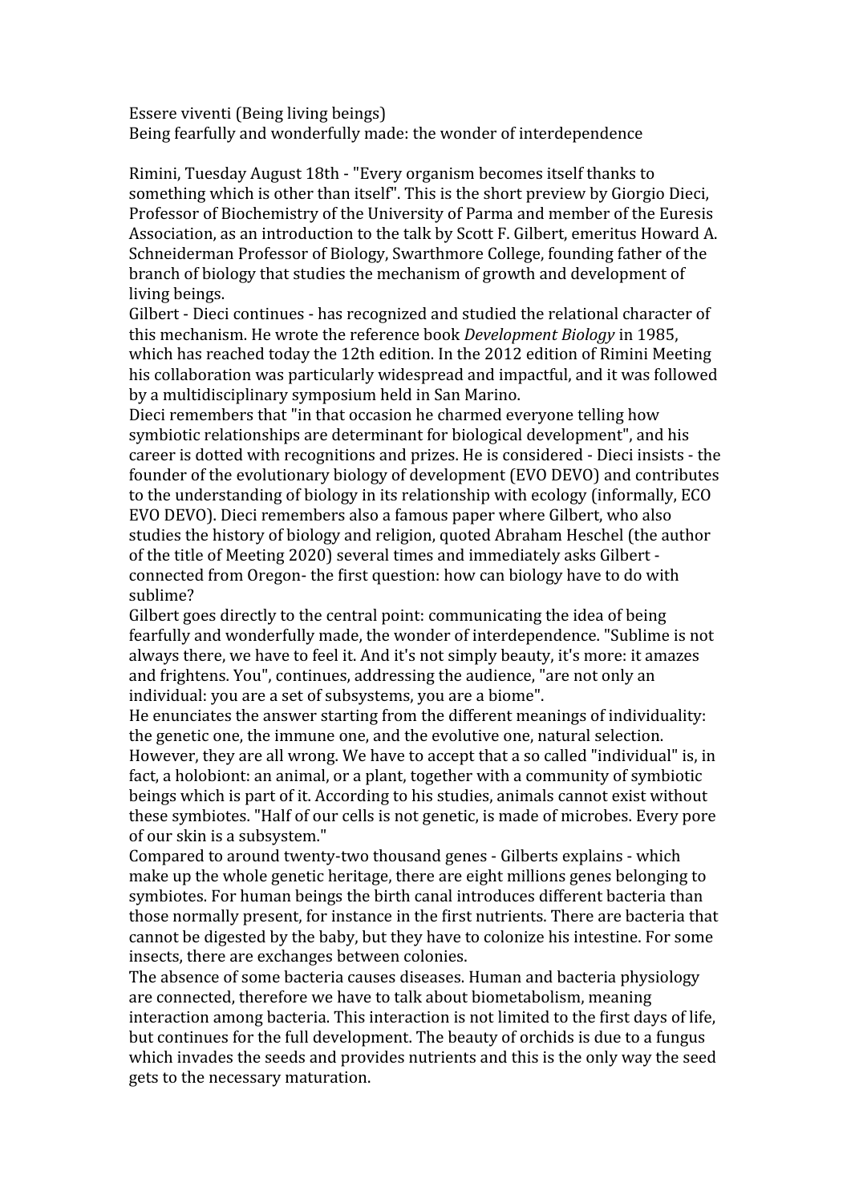Essere viventi (Being living beings)
Being fearfully and wonderfully made: the wonder of interdependence

Rimini, Tuesday August 18th - "Every organism becomes itself thanks to something which is other than itself". This is the short preview by Giorgio Dieci, Professor of Biochemistry of the University of Parma and member of the Euresis Association, as an introduction to the talk by Scott F. Gilbert, emeritus Howard A. Schneiderman Professor of Biology, Swarthmore College, founding father of the branch of biology that studies the mechanism of growth and development of living beings.
Gilbert - Dieci continues - has recognized and studied the relational character of this mechanism. He wrote the reference book *Development Biology* in 1985, which has reached today the 12th edition. In the 2012 edition of Rimini Meeting his collaboration was particularly widespread and impactful, and it was followed by a multidisciplinary symposium held in San Marino.
Dieci remembers that "in that occasion he charmed everyone telling how symbiotic relationships are determinant for biological development", and his career is dotted with recognitions and prizes. He is considered - Dieci insists - the founder of the evolutionary biology of development (EVO DEVO) and contributes to the understanding of biology in its relationship with ecology (informally, ECO EVO DEVO). Dieci remembers also a famous paper where Gilbert, who also studies the history of biology and religion, quoted Abraham Heschel (the author of the title of Meeting 2020) several times and immediately asks Gilbert - connected from Oregon- the first question: how can biology have to do with sublime?
Gilbert goes directly to the central point: communicating the idea of being fearfully and wonderfully made, the wonder of interdependence. "Sublime is not always there, we have to feel it. And it's not simply beauty, it's more: it amazes and frightens. You", continues, addressing the audience, "are not only an individual: you are a set of subsystems, you are a biome".
He enunciates the answer starting from the different meanings of individuality: the genetic one, the immune one, and the evolutive one, natural selection. However, they are all wrong. We have to accept that a so called "individual" is, in fact, a holobiont: an animal, or a plant, together with a community of symbiotic beings which is part of it. According to his studies, animals cannot exist without these symbiotes. "Half of our cells is not genetic, is made of microbes. Every pore of our skin is a subsystem."
Compared to around twenty-two thousand genes - Gilberts explains - which make up the whole genetic heritage, there are eight millions genes belonging to symbiotes. For human beings the birth canal introduces different bacteria than those normally present, for instance in the first nutrients. There are bacteria that cannot be digested by the baby, but they have to colonize his intestine. For some insects, there are exchanges between colonies.
The absence of some bacteria causes diseases. Human and bacteria physiology are connected, therefore we have to talk about biometabolism, meaning interaction among bacteria. This interaction is not limited to the first days of life, but continues for the full development. The beauty of orchids is due to a fungus which invades the seeds and provides nutrients and this is the only way the seed gets to the necessary maturation.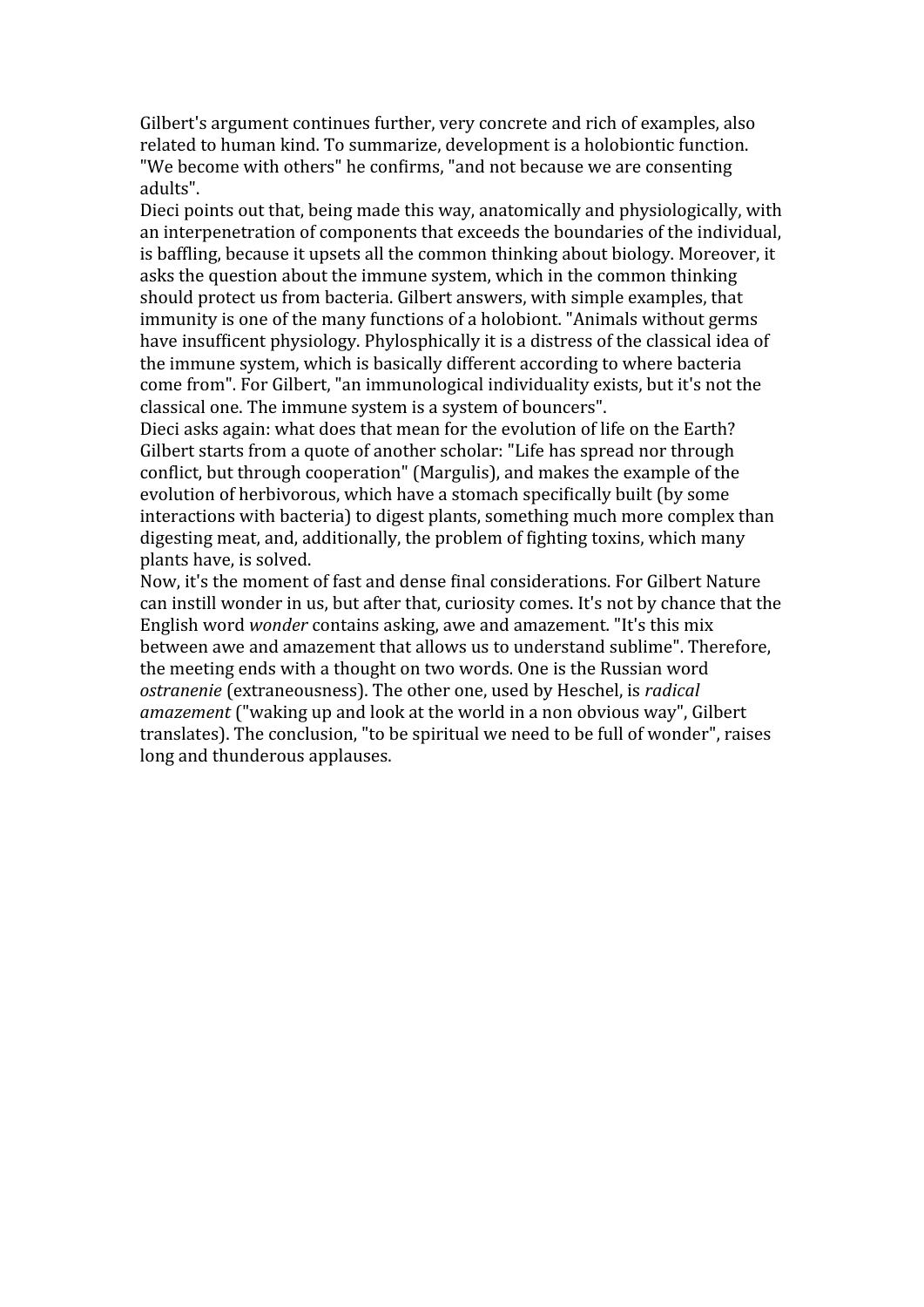Gilbert's argument continues further, very concrete and rich of examples, also related to human kind. To summarize, development is a holobiontic function. "We become with others" he confirms, "and not because we are consenting adults".

Dieci points out that, being made this way, anatomically and physiologically, with an interpenetration of components that exceeds the boundaries of the individual, is baffling, because it upsets all the common thinking about biology. Moreover, it asks the question about the immune system, which in the common thinking should protect us from bacteria. Gilbert answers, with simple examples, that immunity is one of the many functions of a holobiont. "Animals without germs have insufficent physiology. Phylosphically it is a distress of the classical idea of the immune system, which is basically different according to where bacteria come from". For Gilbert, "an immunological individuality exists, but it's not the classical one. The immune system is a system of bouncers".

Dieci asks again: what does that mean for the evolution of life on the Earth? Gilbert starts from a quote of another scholar: "Life has spread nor through conflict, but through cooperation" (Margulis), and makes the example of the evolution of herbivorous, which have a stomach specifically built (by some interactions with bacteria) to digest plants, something much more complex than digesting meat, and, additionally, the problem of fighting toxins, which many plants have, is solved.

Now, it's the moment of fast and dense final considerations. For Gilbert Nature can instill wonder in us, but after that, curiosity comes. It's not by chance that the English word *wonder* contains asking, awe and amazement. "It's this mix between awe and amazement that allows us to understand sublime". Therefore, the meeting ends with a thought on two words. One is the Russian word *ostranenie* (extraneousness). The other one, used by Heschel, is *radical amazement* ("waking up and look at the world in a non obvious way", Gilbert translates). The conclusion, "to be spiritual we need to be full of wonder", raises long and thunderous applauses.